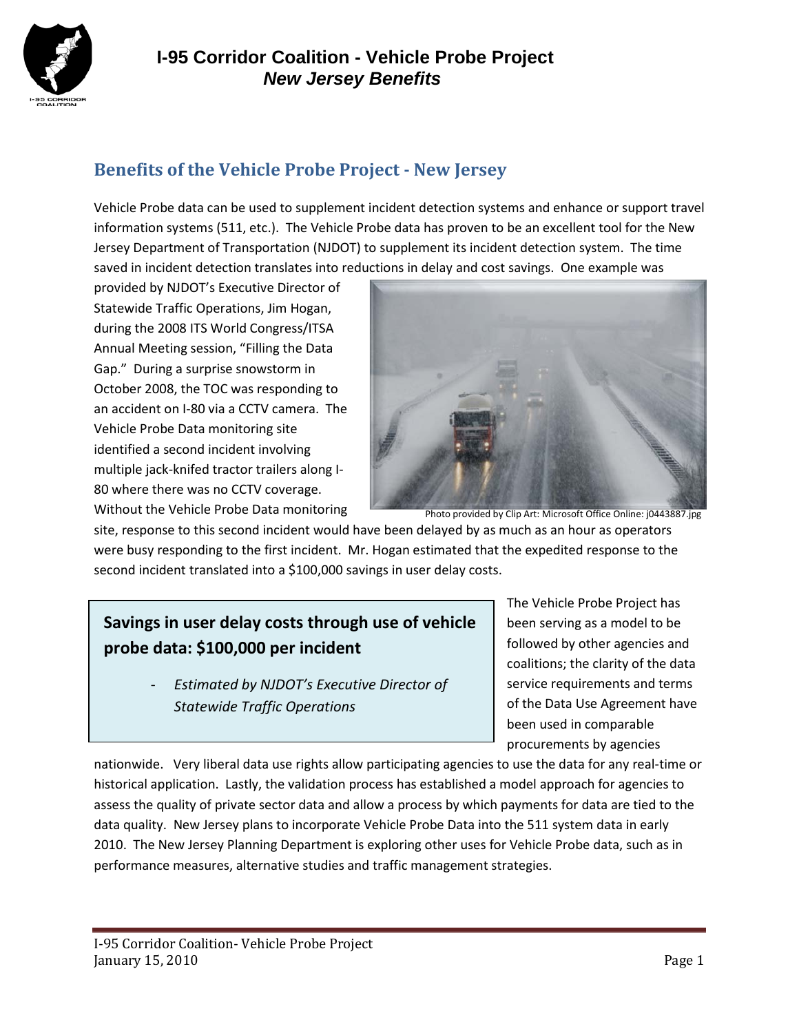# I-95 Corridor Coalition - Vehicle Probe Project

## *New Jersey Benefits*

## Benefits of the Vehicle Probe Project - New Jersey

Vehicle Probe data can be used to supplement incident detection systems and enhance or support travel information systems (511, etc.). The Vehicle Probe data has proven to be an excellent tool for the New Jersey Department of Transportation (NJDOT) to supplement its incident detection system. The time saved in incident detection translates into reductions in delay and cost savings. One example was provided by NJDOT's Executive Director of Statewide Traffic Operations, Jim Hogan, during the 2008 ITS World Congress/ITSA Annual Meeting session, "Filling the Data Gap." During a surprise snowstorm in October 2008, the TOC was responding to an accident on I-80 via a CCTV camera. The Vehicle Probe Data monitoring site identified a second incident involving multiple jack-knifed tractor trailers along I-80 where there was no CCTV coverage. Without the Vehicle Probe Data monitoring site, response to this second incident would have been delayed by as much as an hour as operators were busy responding to the first incident. Mr. Hogan estimated that the expedited response to the second incident translated into a $100,000 savings in user delay costs.

Photo provided by Clip Art: Microsoft Office Online: j0443887.jpg

> **Savings in user delay costs through use of vehicle probe data: $100,000 per incident**
>
> - *Estimated by NJDOT's Executive Director of Statewide Traffic Operations*

The Vehicle Probe Project has been serving as a model to be followed by other agencies and coalitions; the clarity of the data service requirements and terms of the Data Use Agreement have been used in comparable procurements by agencies nationwide. Very liberal data use rights allow participating agencies to use the data for any real-time or historical application. Lastly, the validation process has established a model approach for agencies to assess the quality of private sector data and allow a process by which payments for data are tied to the data quality. New Jersey plans to incorporate Vehicle Probe Data into the 511 system data in early 2010. The New Jersey Planning Department is exploring other uses for Vehicle Probe data, such as in performance measures, alternative studies and traffic management strategies.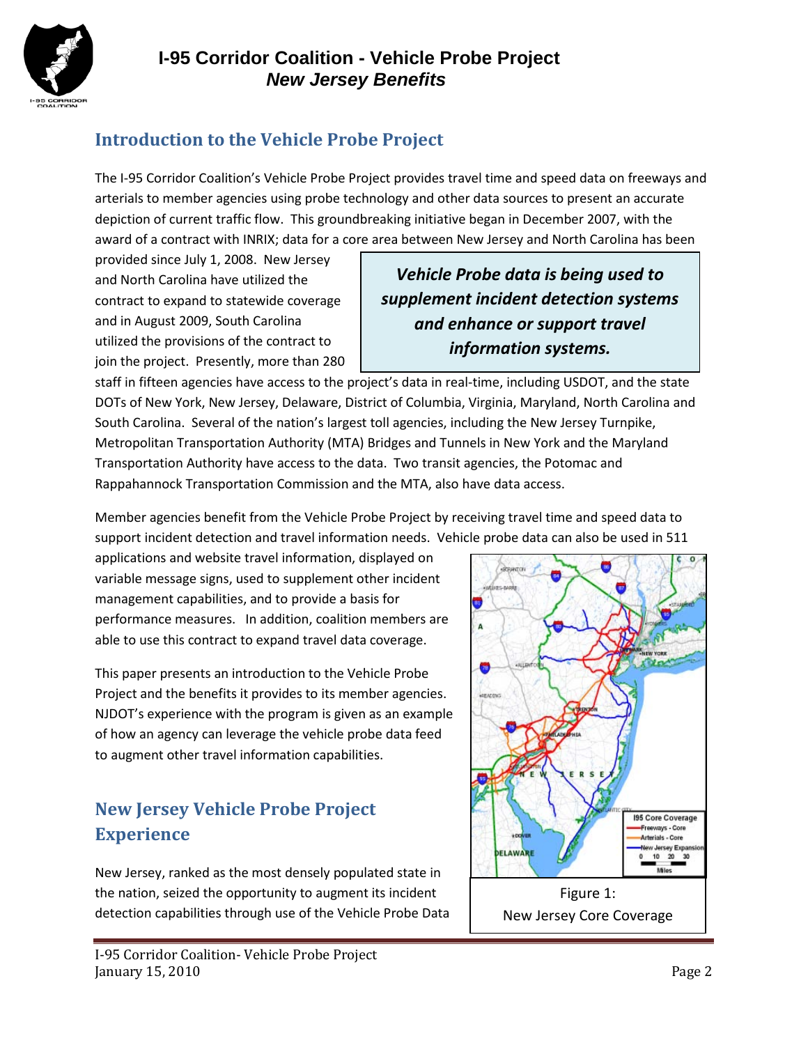## Introduction to the Vehicle Probe Project

The I-95 Corridor Coalition's Vehicle Probe Project provides travel time and speed data on freeways and arterials to member agencies using probe technology and other data sources to present an accurate depiction of current traffic flow. This groundbreaking initiative began in December 2007, with the award of a contract with INRIX; data for a core area between New Jersey and North Carolina has been provided since July 1, 2008. New Jersey and North Carolina have utilized the contract to expand to statewide coverage and in August 2009, South Carolina utilized the provisions of the contract to join the project. Presently, more than 280 staff in fifteen agencies have access to the project's data in real-time, including USDOT, and the state DOTs of New York, New Jersey, Delaware, District of Columbia, Virginia, Maryland, North Carolina and South Carolina. Several of the nation's largest toll agencies, including the New Jersey Turnpike, Metropolitan Transportation Authority (MTA) Bridges and Tunnels in New York and the Maryland Transportation Authority have access to the data. Two transit agencies, the Potomac and Rappahannock Transportation Commission and the MTA, also have data access.

> ***Vehicle Probe data is being used to supplement incident detection systems and enhance or support travel information systems.***

Member agencies benefit from the Vehicle Probe Project by receiving travel time and speed data to support incident detection and travel information needs. Vehicle probe data can also be used in 511 applications and website travel information, displayed on variable message signs, used to supplement other incident management capabilities, and to provide a basis for performance measures. In addition, coalition members are able to use this contract to expand travel data coverage.

This paper presents an introduction to the Vehicle Probe Project and the benefits it provides to its member agencies. NJDOT's experience with the program is given as an example of how an agency can leverage the vehicle probe data feed to augment other travel information capabilities.

Figure 1: New Jersey Core Coverage

## New Jersey Vehicle Probe Project Experience

New Jersey, ranked as the most densely populated state in the nation, seized the opportunity to augment its incident detection capabilities through use of the Vehicle Probe Data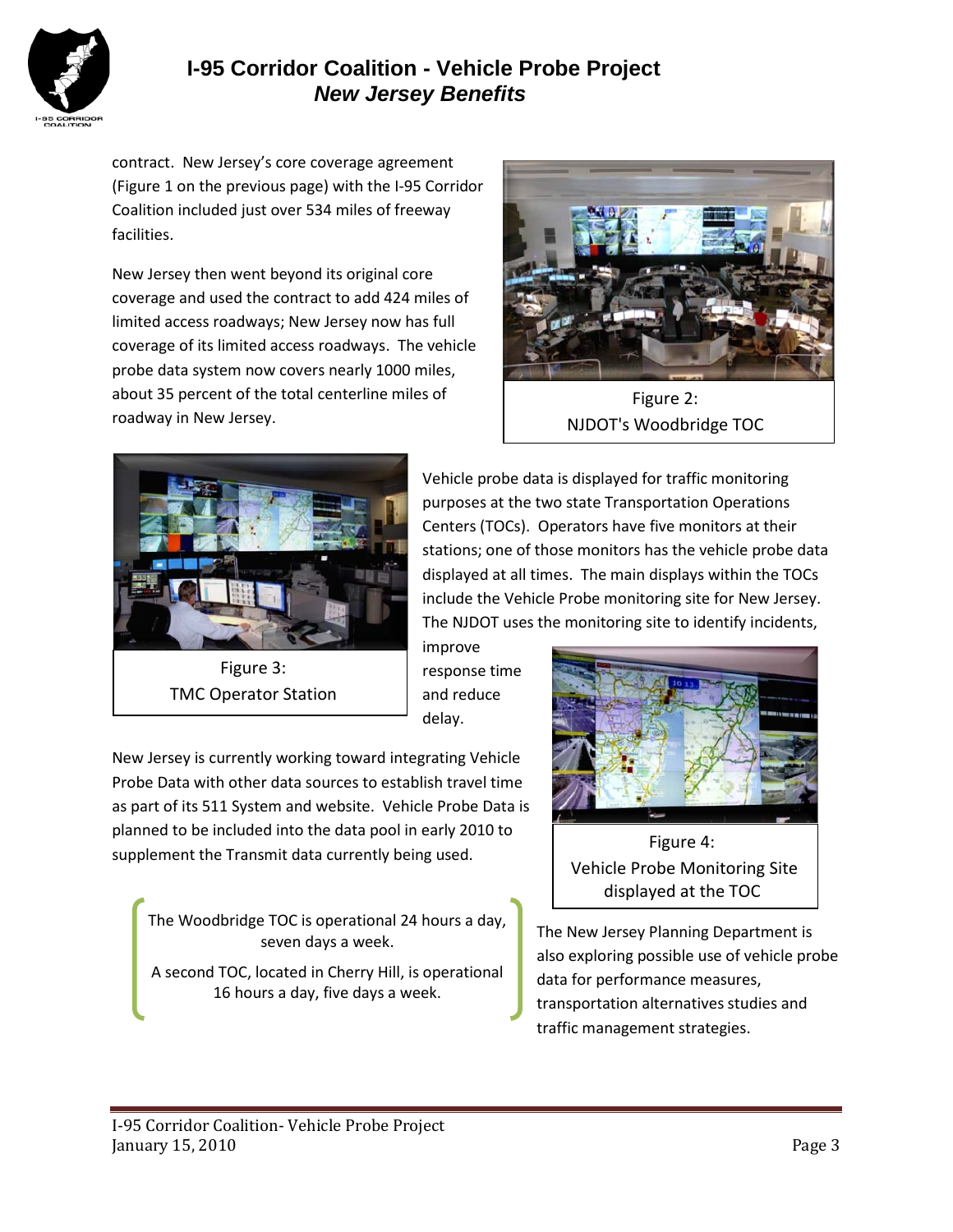contract. New Jersey's core coverage agreement (Figure 1 on the previous page) with the I-95 Corridor Coalition included just over 534 miles of freeway facilities.

New Jersey then went beyond its original core coverage and used the contract to add 424 miles of limited access roadways; New Jersey now has full coverage of its limited access roadways. The vehicle probe data system now covers nearly 1000 miles, about 35 percent of the total centerline miles of roadway in New Jersey.

Figure 2: NJDOT's Woodbridge TOC

Figure 3: TMC Operator Station

Vehicle probe data is displayed for traffic monitoring purposes at the two state Transportation Operations Centers (TOCs). Operators have five monitors at their stations; one of those monitors has the vehicle probe data displayed at all times. The main displays within the TOCs include the Vehicle Probe monitoring site for New Jersey. The NJDOT uses the monitoring site to identify incidents, improve response time and reduce delay.

Figure 4: Vehicle Probe Monitoring Site displayed at the TOC

New Jersey is currently working toward integrating Vehicle Probe Data with other data sources to establish travel time as part of its 511 System and website. Vehicle Probe Data is planned to be included into the data pool in early 2010 to supplement the Transmit data currently being used.

> The Woodbridge TOC is operational 24 hours a day, seven days a week.
>
> A second TOC, located in Cherry Hill, is operational 16 hours a day, five days a week.

The New Jersey Planning Department is also exploring possible use of vehicle probe data for performance measures, transportation alternatives studies and traffic management strategies.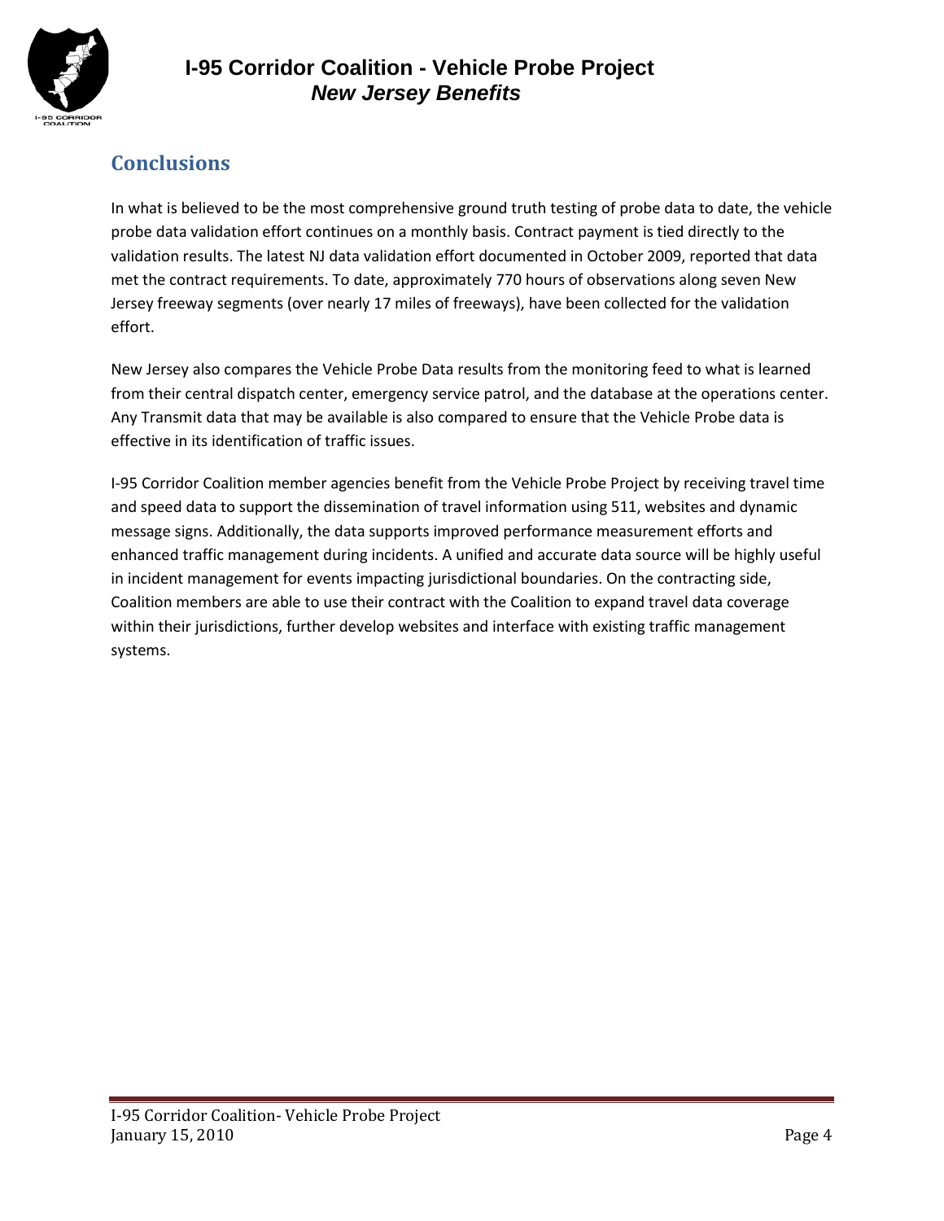## Conclusions

In what is believed to be the most comprehensive ground truth testing of probe data to date, the vehicle probe data validation effort continues on a monthly basis. Contract payment is tied directly to the validation results. The latest NJ data validation effort documented in October 2009, reported that data met the contract requirements. To date, approximately 770 hours of observations along seven New Jersey freeway segments (over nearly 17 miles of freeways), have been collected for the validation effort.

New Jersey also compares the Vehicle Probe Data results from the monitoring feed to what is learned from their central dispatch center, emergency service patrol, and the database at the operations center. Any Transmit data that may be available is also compared to ensure that the Vehicle Probe data is effective in its identification of traffic issues.

I-95 Corridor Coalition member agencies benefit from the Vehicle Probe Project by receiving travel time and speed data to support the dissemination of travel information using 511, websites and dynamic message signs. Additionally, the data supports improved performance measurement efforts and enhanced traffic management during incidents. A unified and accurate data source will be highly useful in incident management for events impacting jurisdictional boundaries. On the contracting side, Coalition members are able to use their contract with the Coalition to expand travel data coverage within their jurisdictions, further develop websites and interface with existing traffic management systems.